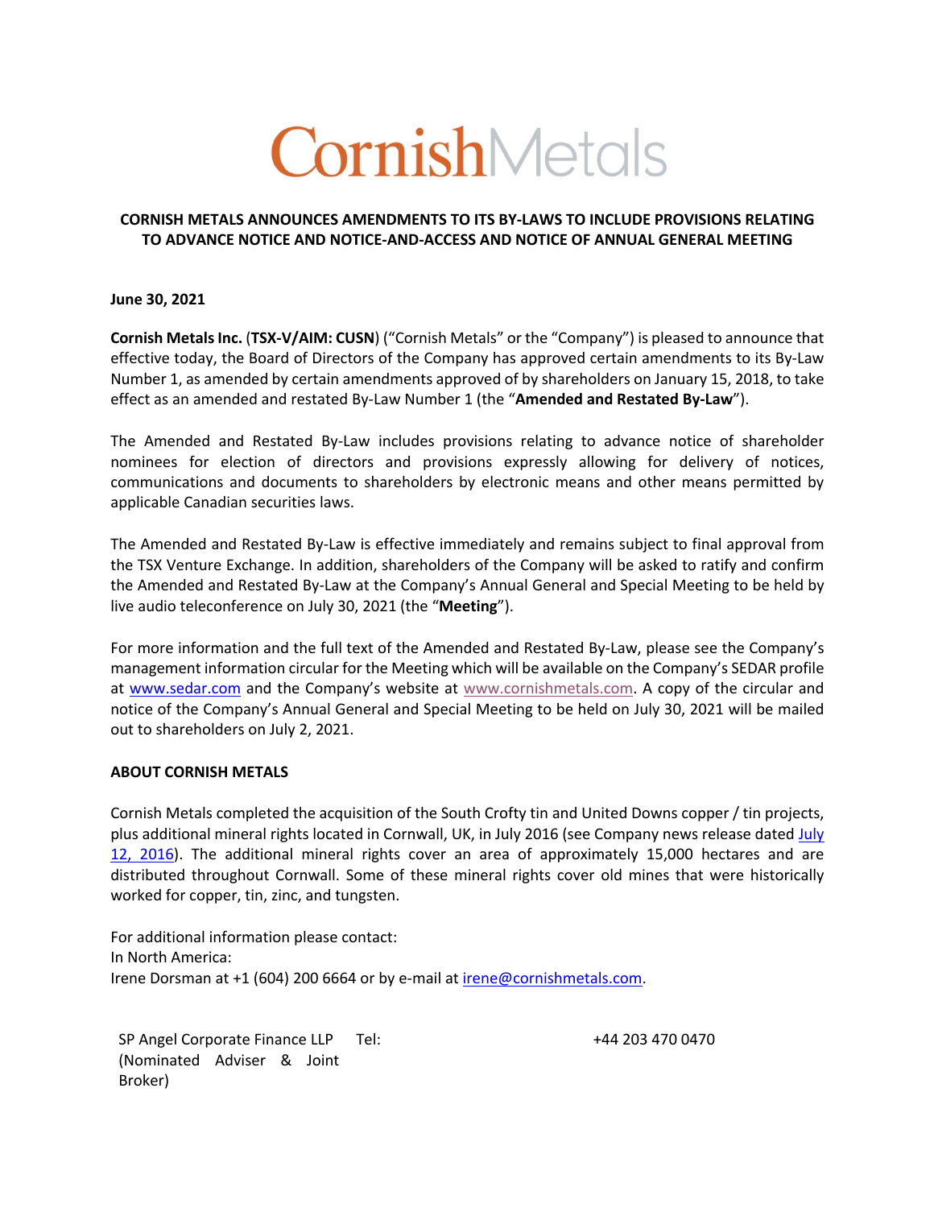CornishMetals

## CORNISH METALS ANNOUNCES AMENDMENTS TO ITS BY-LAWS TO INCLUDE PROVISIONS RELATING TO ADVANCE NOTICE AND NOTICE-AND-ACCESS AND NOTICE OF ANNUAL GENERAL MEETING

**June 30, 2021**

**Cornish Metals Inc.** (**TSX-V/AIM: CUSN**) ("Cornish Metals" or the "Company") is pleased to announce that effective today, the Board of Directors of the Company has approved certain amendments to its By-Law Number 1, as amended by certain amendments approved of by shareholders on January 15, 2018, to take effect as an amended and restated By-Law Number 1 (the "**Amended and Restated By-Law**").

The Amended and Restated By-Law includes provisions relating to advance notice of shareholder nominees for election of directors and provisions expressly allowing for delivery of notices, communications and documents to shareholders by electronic means and other means permitted by applicable Canadian securities laws.

The Amended and Restated By-Law is effective immediately and remains subject to final approval from the TSX Venture Exchange. In addition, shareholders of the Company will be asked to ratify and confirm the Amended and Restated By-Law at the Company's Annual General and Special Meeting to be held by live audio teleconference on July 30, 2021 (the "**Meeting**").

For more information and the full text of the Amended and Restated By-Law, please see the Company's management information circular for the Meeting which will be available on the Company's SEDAR profile at www.sedar.com and the Company's website at www.cornishmetals.com. A copy of the circular and notice of the Company's Annual General and Special Meeting to be held on July 30, 2021 will be mailed out to shareholders on July 2, 2021.

### ABOUT CORNISH METALS

Cornish Metals completed the acquisition of the South Crofty tin and United Downs copper / tin projects, plus additional mineral rights located in Cornwall, UK, in July 2016 (see Company news release dated July 12, 2016). The additional mineral rights cover an area of approximately 15,000 hectares and are distributed throughout Cornwall. Some of these mineral rights cover old mines that were historically worked for copper, tin, zinc, and tungsten.

For additional information please contact:
In North America:
Irene Dorsman at +1 (604) 200 6664 or by e-mail at irene@cornishmetals.com.

| SP Angel Corporate Finance LLP (Nominated Adviser & Joint Broker) | Tel: | +44 203 470 0470 |
|---|---|---|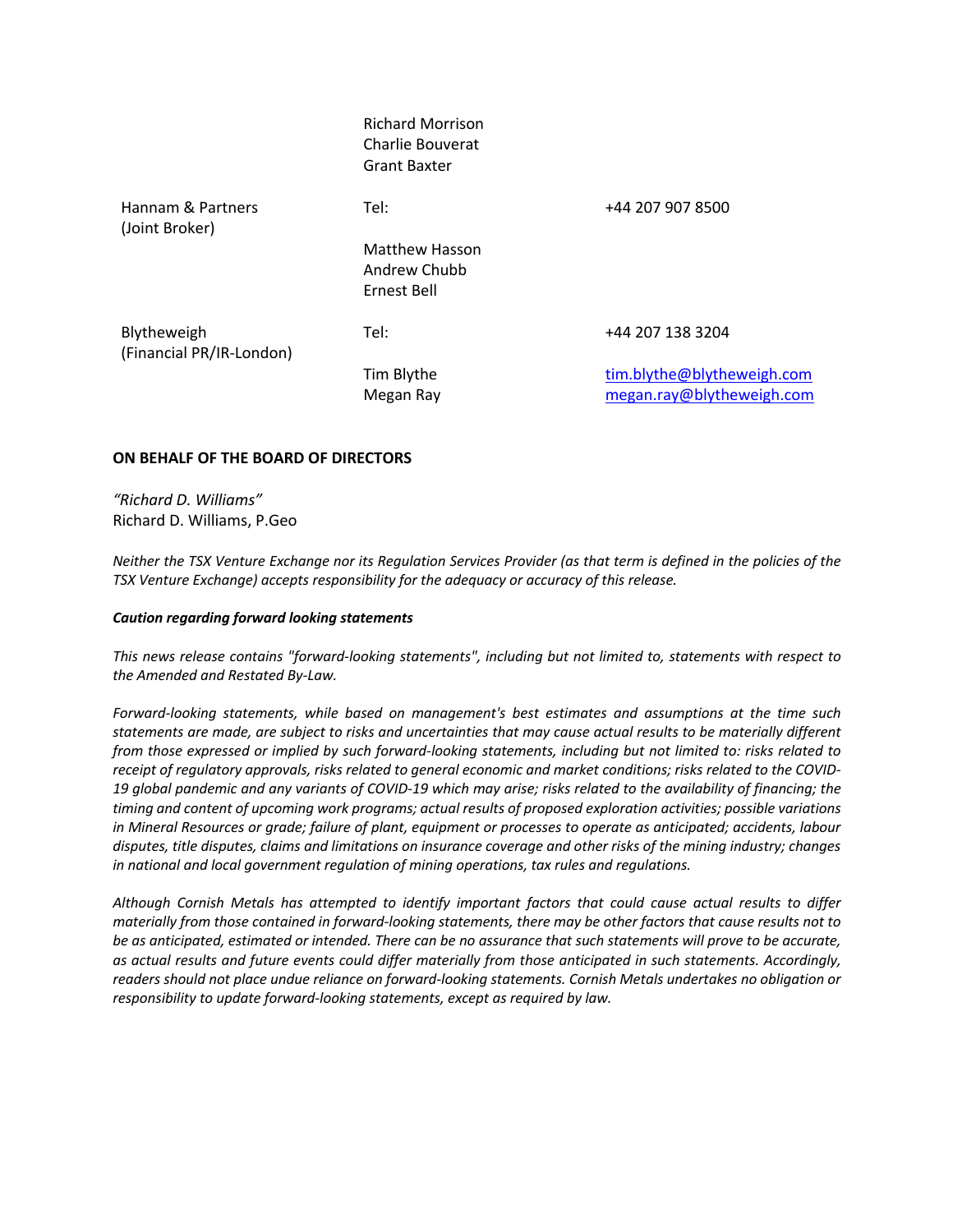| | | |
|---|---|---|
| | Richard Morrison<br>Charlie Bouverat<br>Grant Baxter | |
| Hannam & Partners<br>(Joint Broker) | Tel: | +44 207 907 8500 |
| | Matthew Hasson<br>Andrew Chubb<br>Ernest Bell | |
| Blytheweigh<br>(Financial PR/IR-London) | Tel: | +44 207 138 3204 |
| | Tim Blythe<br>Megan Ray | tim.blythe@blytheweigh.com<br>megan.ray@blytheweigh.com |

**ON BEHALF OF THE BOARD OF DIRECTORS**

*"Richard D. Williams"*
Richard D. Williams, P.Geo

*Neither the TSX Venture Exchange nor its Regulation Services Provider (as that term is defined in the policies of the TSX Venture Exchange) accepts responsibility for the adequacy or accuracy of this release.*

***Caution regarding forward looking statements***

*This news release contains "forward-looking statements", including but not limited to, statements with respect to the Amended and Restated By-Law.*

*Forward-looking statements, while based on management's best estimates and assumptions at the time such statements are made, are subject to risks and uncertainties that may cause actual results to be materially different from those expressed or implied by such forward-looking statements, including but not limited to: risks related to receipt of regulatory approvals, risks related to general economic and market conditions; risks related to the COVID-19 global pandemic and any variants of COVID-19 which may arise; risks related to the availability of financing; the timing and content of upcoming work programs; actual results of proposed exploration activities; possible variations in Mineral Resources or grade; failure of plant, equipment or processes to operate as anticipated; accidents, labour disputes, title disputes, claims and limitations on insurance coverage and other risks of the mining industry; changes in national and local government regulation of mining operations, tax rules and regulations.*

*Although Cornish Metals has attempted to identify important factors that could cause actual results to differ materially from those contained in forward-looking statements, there may be other factors that cause results not to be as anticipated, estimated or intended. There can be no assurance that such statements will prove to be accurate, as actual results and future events could differ materially from those anticipated in such statements. Accordingly, readers should not place undue reliance on forward-looking statements. Cornish Metals undertakes no obligation or responsibility to update forward-looking statements, except as required by law.*